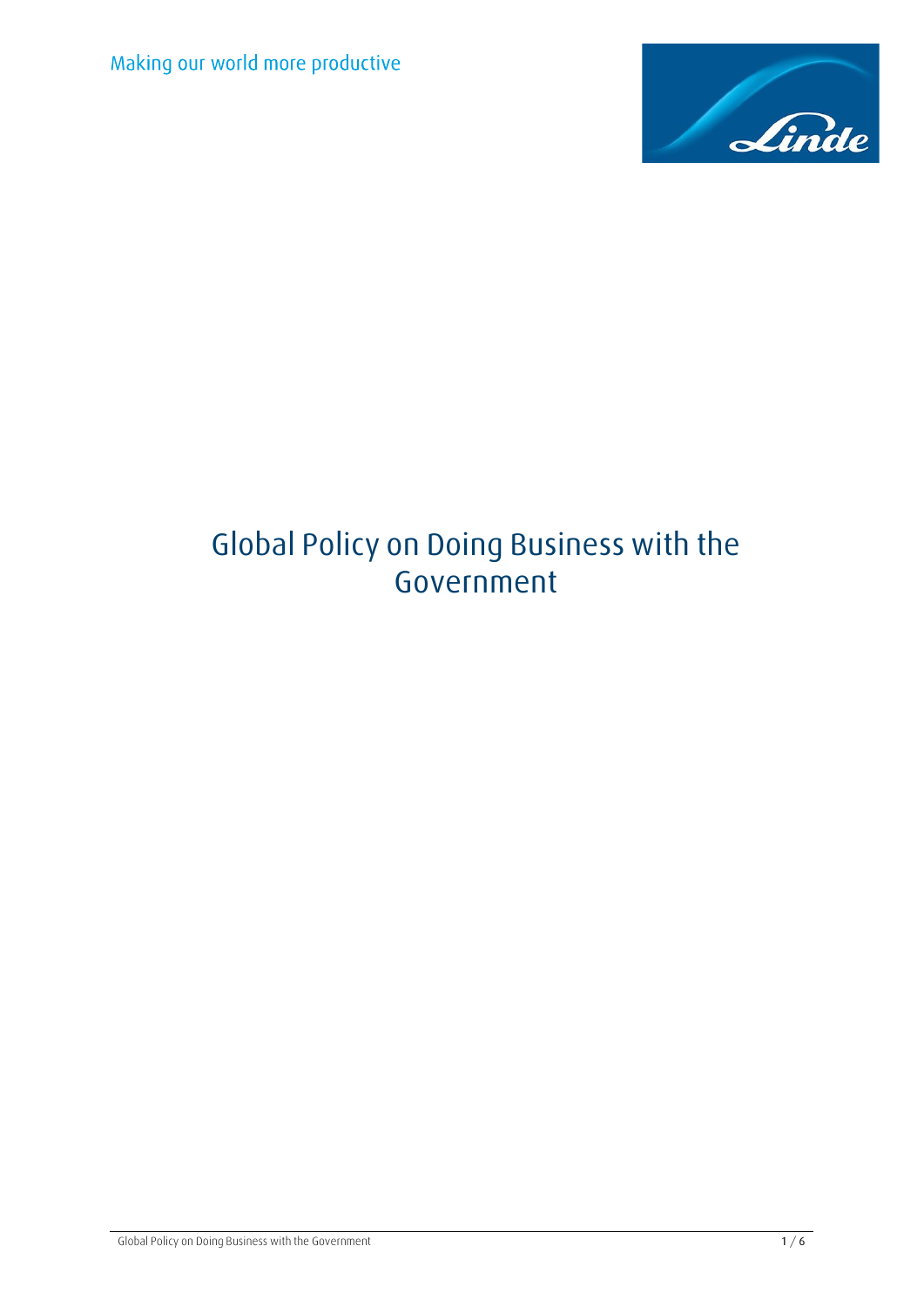Making our world more productive

# Global Policy on Doing Business with the Government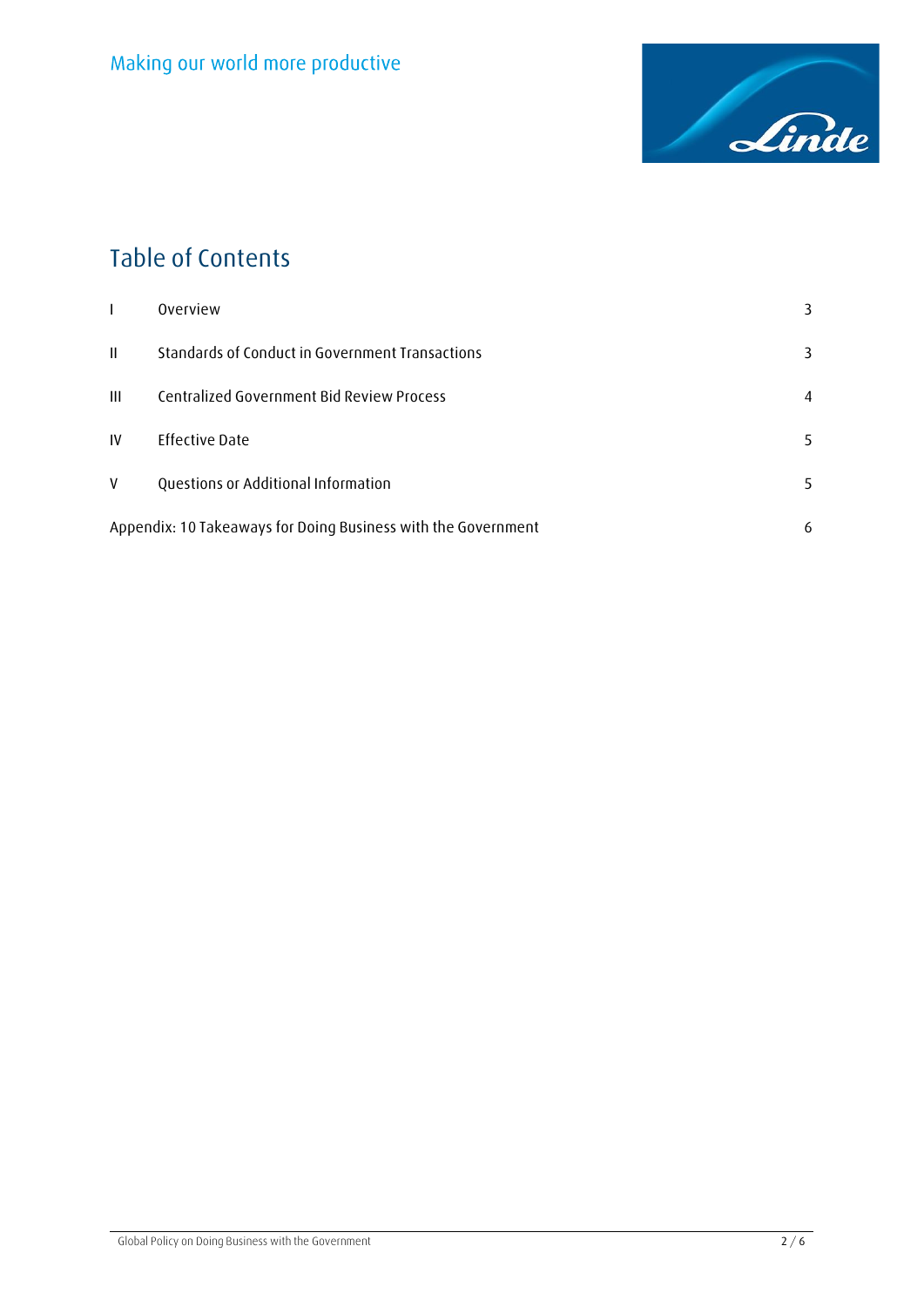# Table of Contents

| | | |
|---|---|---|
| I | Overview | 3 |
| II | Standards of Conduct in Government Transactions | 3 |
| III | Centralized Government Bid Review Process | 4 |
| IV | Effective Date | 5 |
| V | Questions or Additional Information | 5 |
| Appendix: 10 Takeaways for Doing Business with the Government | | 6 |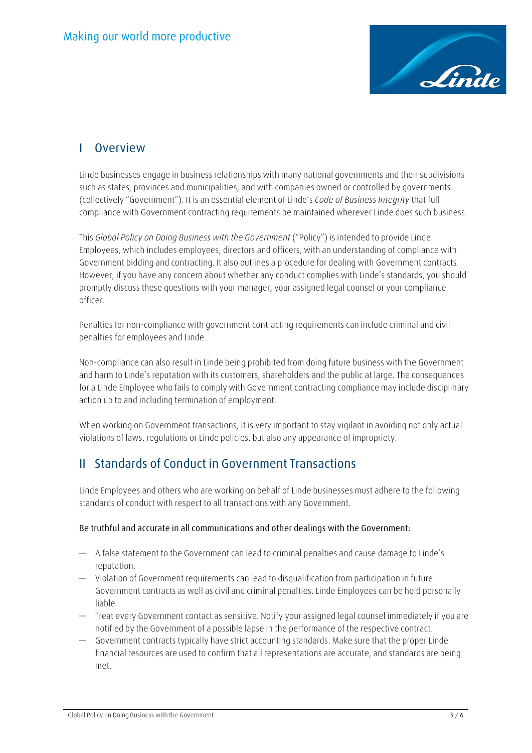## I Overview

Linde businesses engage in business relationships with many national governments and their subdivisions such as states, provinces and municipalities, and with companies owned or controlled by governments (collectively "Government"). It is an essential element of Linde's *Code of Business Integrity* that full compliance with Government contracting requirements be maintained wherever Linde does such business.

This *Global Policy on Doing Business with the Government* ("Policy") is intended to provide Linde Employees, which includes employees, directors and officers, with an understanding of compliance with Government bidding and contracting. It also outlines a procedure for dealing with Government contracts. However, if you have any concern about whether any conduct complies with Linde's standards, you should promptly discuss these questions with your manager, your assigned legal counsel or your compliance officer.

Penalties for non-compliance with government contracting requirements can include criminal and civil penalties for employees and Linde.

Non-compliance can also result in Linde being prohibited from doing future business with the Government and harm to Linde's reputation with its customers, shareholders and the public at large. The consequences for a Linde Employee who fails to comply with Government contracting compliance may include disciplinary action up to and including termination of employment.

When working on Government transactions, it is very important to stay vigilant in avoiding not only actual violations of laws, regulations or Linde policies, but also any appearance of impropriety.

## II Standards of Conduct in Government Transactions

Linde Employees and others who are working on behalf of Linde businesses must adhere to the following standards of conduct with respect to all transactions with any Government.

Be truthful and accurate in all communications and other dealings with the Government:

- A false statement to the Government can lead to criminal penalties and cause damage to Linde's reputation.
- Violation of Government requirements can lead to disqualification from participation in future Government contracts as well as civil and criminal penalties. Linde Employees can be held personally liable.
- Treat every Government contact as sensitive. Notify your assigned legal counsel immediately if you are notified by the Government of a possible lapse in the performance of the respective contract.
- Government contracts typically have strict accounting standards. Make sure that the proper Linde financial resources are used to confirm that all representations are accurate, and standards are being met.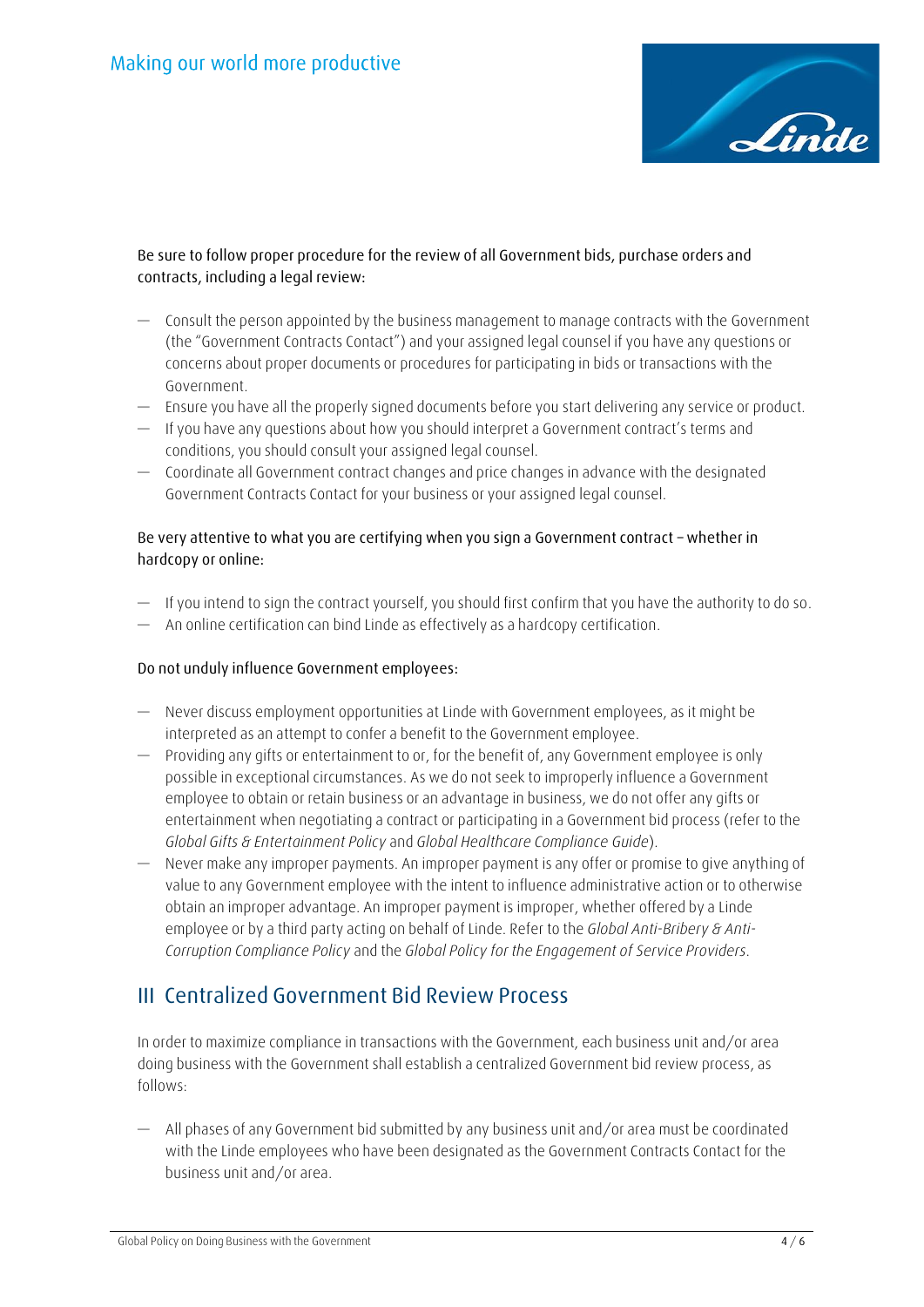Be sure to follow proper procedure for the review of all Government bids, purchase orders and contracts, including a legal review:

- Consult the person appointed by the business management to manage contracts with the Government (the "Government Contracts Contact") and your assigned legal counsel if you have any questions or concerns about proper documents or procedures for participating in bids or transactions with the Government.
- Ensure you have all the properly signed documents before you start delivering any service or product.
- If you have any questions about how you should interpret a Government contract's terms and conditions, you should consult your assigned legal counsel.
- Coordinate all Government contract changes and price changes in advance with the designated Government Contracts Contact for your business or your assigned legal counsel.

Be very attentive to what you are certifying when you sign a Government contract – whether in hardcopy or online:

- If you intend to sign the contract yourself, you should first confirm that you have the authority to do so.
- An online certification can bind Linde as effectively as a hardcopy certification.

Do not unduly influence Government employees:

- Never discuss employment opportunities at Linde with Government employees, as it might be interpreted as an attempt to confer a benefit to the Government employee.
- Providing any gifts or entertainment to or, for the benefit of, any Government employee is only possible in exceptional circumstances. As we do not seek to improperly influence a Government employee to obtain or retain business or an advantage in business, we do not offer any gifts or entertainment when negotiating a contract or participating in a Government bid process (refer to the *Global Gifts & Entertainment Policy* and *Global Healthcare Compliance Guide*).
- Never make any improper payments. An improper payment is any offer or promise to give anything of value to any Government employee with the intent to influence administrative action or to otherwise obtain an improper advantage. An improper payment is improper, whether offered by a Linde employee or by a third party acting on behalf of Linde. Refer to the *Global Anti-Bribery & Anti-Corruption Compliance Policy* and the *Global Policy for the Engagement of Service Providers*.

## III Centralized Government Bid Review Process

In order to maximize compliance in transactions with the Government, each business unit and/or area doing business with the Government shall establish a centralized Government bid review process, as follows:

- All phases of any Government bid submitted by any business unit and/or area must be coordinated with the Linde employees who have been designated as the Government Contracts Contact for the business unit and/or area.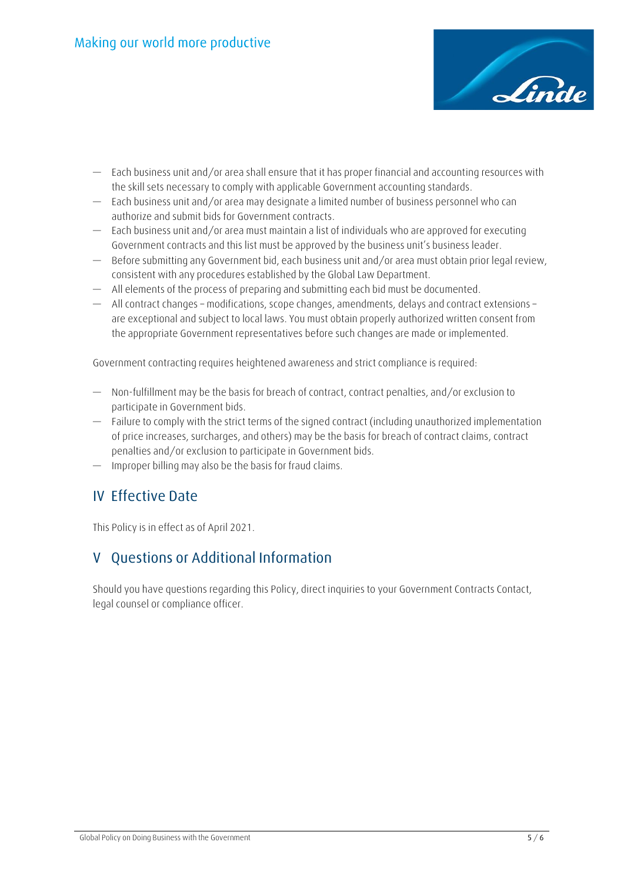- Each business unit and/or area shall ensure that it has proper financial and accounting resources with the skill sets necessary to comply with applicable Government accounting standards.
- Each business unit and/or area may designate a limited number of business personnel who can authorize and submit bids for Government contracts.
- Each business unit and/or area must maintain a list of individuals who are approved for executing Government contracts and this list must be approved by the business unit's business leader.
- Before submitting any Government bid, each business unit and/or area must obtain prior legal review, consistent with any procedures established by the Global Law Department.
- All elements of the process of preparing and submitting each bid must be documented.
- All contract changes – modifications, scope changes, amendments, delays and contract extensions – are exceptional and subject to local laws. You must obtain properly authorized written consent from the appropriate Government representatives before such changes are made or implemented.

Government contracting requires heightened awareness and strict compliance is required:

- Non-fulfillment may be the basis for breach of contract, contract penalties, and/or exclusion to participate in Government bids.
- Failure to comply with the strict terms of the signed contract (including unauthorized implementation of price increases, surcharges, and others) may be the basis for breach of contract claims, contract penalties and/or exclusion to participate in Government bids.
- Improper billing may also be the basis for fraud claims.

## IV Effective Date

This Policy is in effect as of April 2021.

## V Questions or Additional Information

Should you have questions regarding this Policy, direct inquiries to your Government Contracts Contact, legal counsel or compliance officer.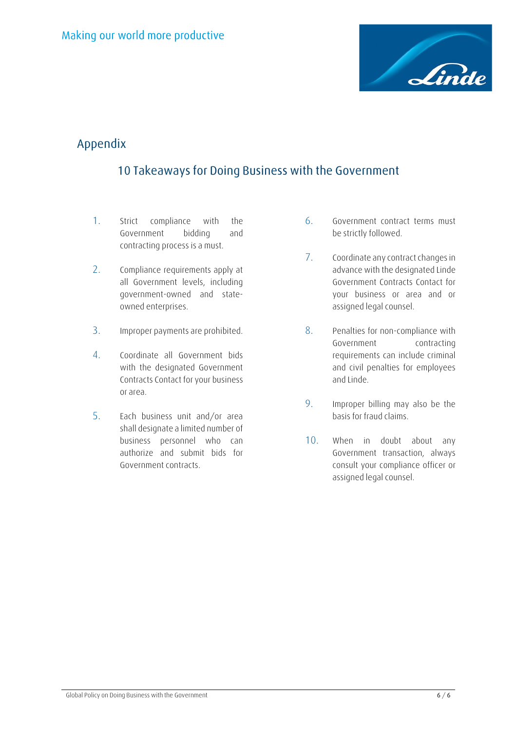## Appendix

### 10 Takeaways for Doing Business with the Government

1. Strict compliance with the Government bidding and contracting process is a must.
2. Compliance requirements apply at all Government levels, including government-owned and state-owned enterprises.
3. Improper payments are prohibited.
4. Coordinate all Government bids with the designated Government Contracts Contact for your business or area.
5. Each business unit and/or area shall designate a limited number of business personnel who can authorize and submit bids for Government contracts.
6. Government contract terms must be strictly followed.
7. Coordinate any contract changes in advance with the designated Linde Government Contracts Contact for your business or area and or assigned legal counsel.
8. Penalties for non-compliance with Government contracting requirements can include criminal and civil penalties for employees and Linde.
9. Improper billing may also be the basis for fraud claims.
10. When in doubt about any Government transaction, always consult your compliance officer or assigned legal counsel.